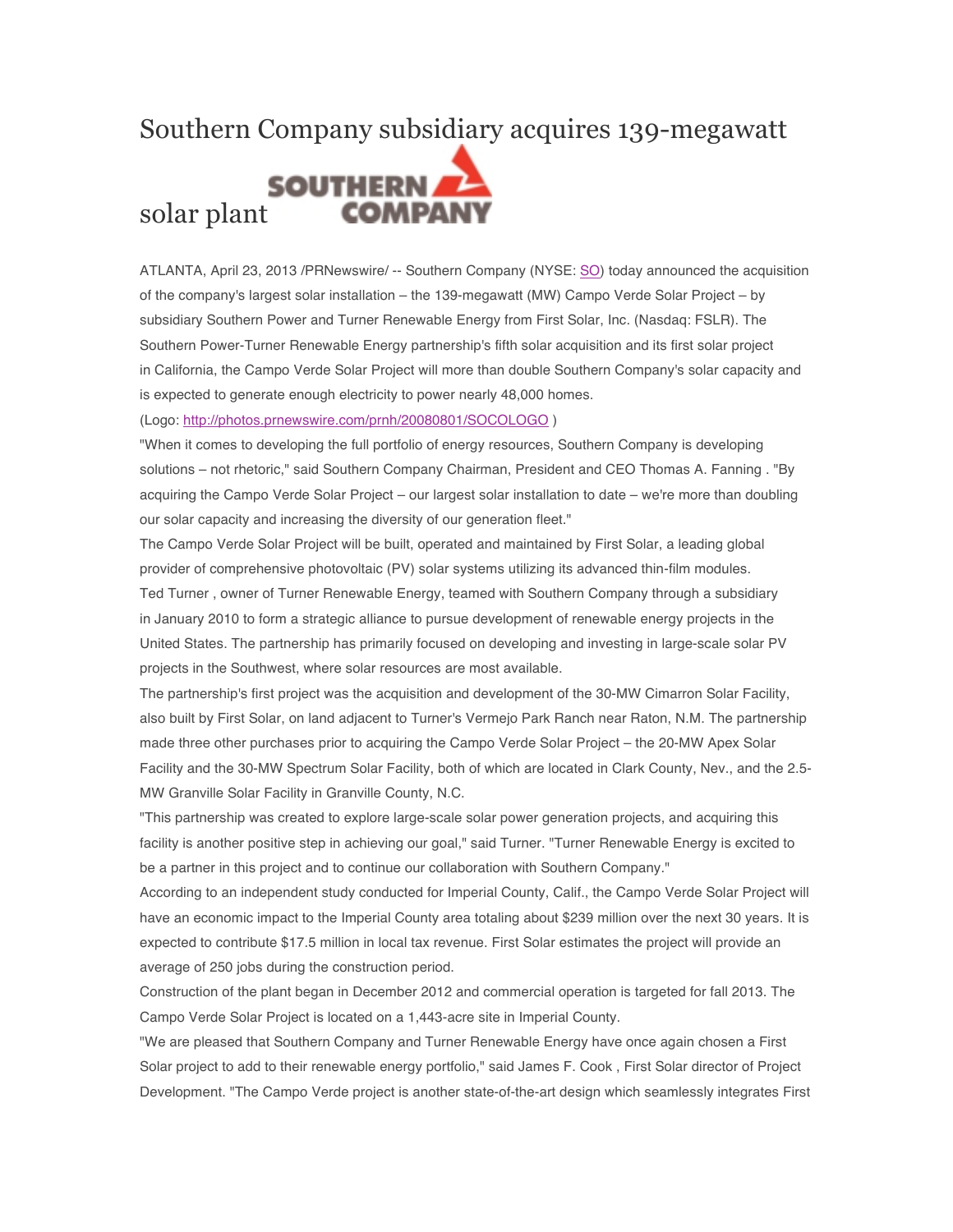# Southern Company subsidiary acquires 139-megawatt solar plant

ATLANTA, April 23, 2013 /PRNewswire/ -- Southern Company (NYSE: SO) today announced the acquisition of the company's largest solar installation – the 139-megawatt (MW) Campo Verde Solar Project – by subsidiary Southern Power and Turner Renewable Energy from First Solar, Inc. (Nasdaq: FSLR). The Southern Power-Turner Renewable Energy partnership's fifth solar acquisition and its first solar project in California, the Campo Verde Solar Project will more than double Southern Company's solar capacity and is expected to generate enough electricity to power nearly 48,000 homes.

(Logo: http://photos.prnewswire.com/prnh/20080801/SOCOLOGO )

"When it comes to developing the full portfolio of energy resources, Southern Company is developing solutions – not rhetoric," said Southern Company Chairman, President and CEO Thomas A. Fanning . "By acquiring the Campo Verde Solar Project – our largest solar installation to date – we're more than doubling our solar capacity and increasing the diversity of our generation fleet."

The Campo Verde Solar Project will be built, operated and maintained by First Solar, a leading global provider of comprehensive photovoltaic (PV) solar systems utilizing its advanced thin-film modules.

Ted Turner , owner of Turner Renewable Energy, teamed with Southern Company through a subsidiary in January 2010 to form a strategic alliance to pursue development of renewable energy projects in the United States. The partnership has primarily focused on developing and investing in large-scale solar PV projects in the Southwest, where solar resources are most available.

The partnership's first project was the acquisition and development of the 30-MW Cimarron Solar Facility, also built by First Solar, on land adjacent to Turner's Vermejo Park Ranch near Raton, N.M. The partnership made three other purchases prior to acquiring the Campo Verde Solar Project – the 20-MW Apex Solar Facility and the 30-MW Spectrum Solar Facility, both of which are located in Clark County, Nev., and the 2.5-MW Granville Solar Facility in Granville County, N.C.

"This partnership was created to explore large-scale solar power generation projects, and acquiring this facility is another positive step in achieving our goal," said Turner. "Turner Renewable Energy is excited to be a partner in this project and to continue our collaboration with Southern Company."

According to an independent study conducted for Imperial County, Calif., the Campo Verde Solar Project will have an economic impact to the Imperial County area totaling about $239 million over the next 30 years. It is expected to contribute $17.5 million in local tax revenue. First Solar estimates the project will provide an average of 250 jobs during the construction period.

Construction of the plant began in December 2012 and commercial operation is targeted for fall 2013. The Campo Verde Solar Project is located on a 1,443-acre site in Imperial County.

"We are pleased that Southern Company and Turner Renewable Energy have once again chosen a First Solar project to add to their renewable energy portfolio," said James F. Cook , First Solar director of Project Development. "The Campo Verde project is another state-of-the-art design which seamlessly integrates First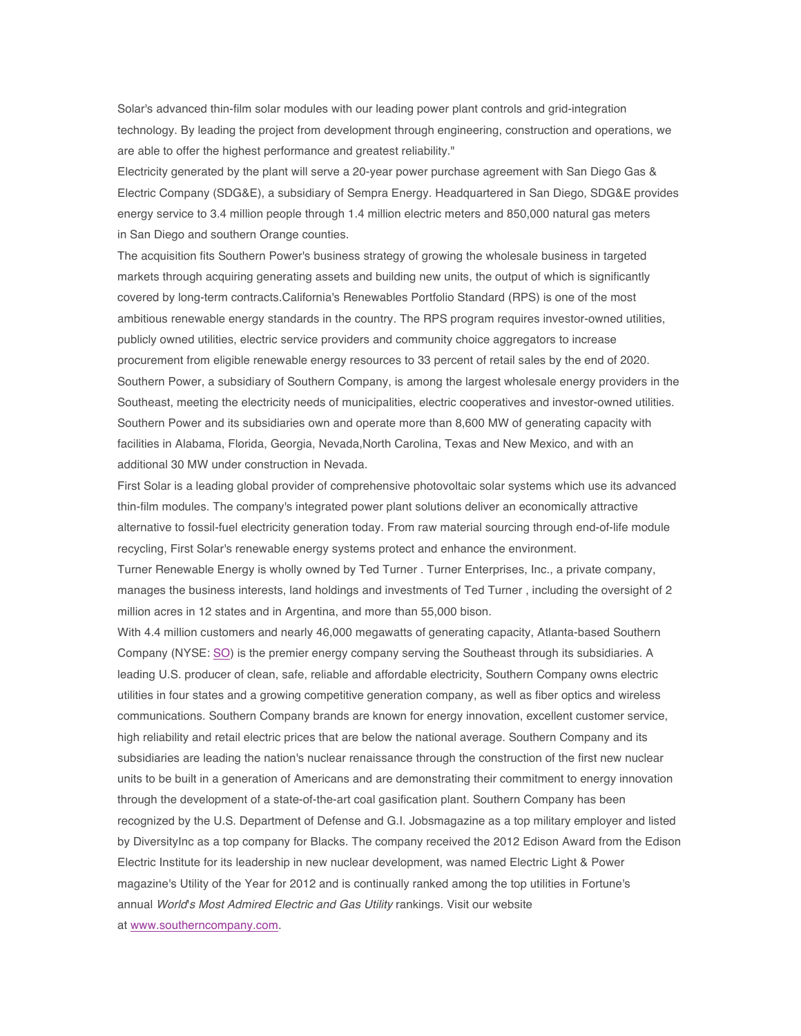Solar's advanced thin-film solar modules with our leading power plant controls and grid-integration technology. By leading the project from development through engineering, construction and operations, we are able to offer the highest performance and greatest reliability."

Electricity generated by the plant will serve a 20-year power purchase agreement with San Diego Gas & Electric Company (SDG&E), a subsidiary of Sempra Energy. Headquartered in San Diego, SDG&E provides energy service to 3.4 million people through 1.4 million electric meters and 850,000 natural gas meters in San Diego and southern Orange counties.

The acquisition fits Southern Power's business strategy of growing the wholesale business in targeted markets through acquiring generating assets and building new units, the output of which is significantly covered by long-term contracts.California's Renewables Portfolio Standard (RPS) is one of the most ambitious renewable energy standards in the country. The RPS program requires investor-owned utilities, publicly owned utilities, electric service providers and community choice aggregators to increase procurement from eligible renewable energy resources to 33 percent of retail sales by the end of 2020.

Southern Power, a subsidiary of Southern Company, is among the largest wholesale energy providers in the Southeast, meeting the electricity needs of municipalities, electric cooperatives and investor-owned utilities. Southern Power and its subsidiaries own and operate more than 8,600 MW of generating capacity with facilities in Alabama, Florida, Georgia, Nevada,North Carolina, Texas and New Mexico, and with an additional 30 MW under construction in Nevada.

First Solar is a leading global provider of comprehensive photovoltaic solar systems which use its advanced thin-film modules. The company's integrated power plant solutions deliver an economically attractive alternative to fossil-fuel electricity generation today. From raw material sourcing through end-of-life module recycling, First Solar's renewable energy systems protect and enhance the environment.

Turner Renewable Energy is wholly owned by Ted Turner . Turner Enterprises, Inc., a private company, manages the business interests, land holdings and investments of Ted Turner , including the oversight of 2 million acres in 12 states and in Argentina, and more than 55,000 bison.

With 4.4 million customers and nearly 46,000 megawatts of generating capacity, Atlanta-based Southern Company (NYSE: SO) is the premier energy company serving the Southeast through its subsidiaries. A leading U.S. producer of clean, safe, reliable and affordable electricity, Southern Company owns electric utilities in four states and a growing competitive generation company, as well as fiber optics and wireless communications. Southern Company brands are known for energy innovation, excellent customer service, high reliability and retail electric prices that are below the national average. Southern Company and its subsidiaries are leading the nation's nuclear renaissance through the construction of the first new nuclear units to be built in a generation of Americans and are demonstrating their commitment to energy innovation through the development of a state-of-the-art coal gasification plant. Southern Company has been recognized by the U.S. Department of Defense and G.I. Jobsmagazine as a top military employer and listed by DiversityInc as a top company for Blacks. The company received the 2012 Edison Award from the Edison Electric Institute for its leadership in new nuclear development, was named Electric Light & Power magazine's Utility of the Year for 2012 and is continually ranked among the top utilities in Fortune's annual *World's Most Admired Electric and Gas Utility* rankings. Visit our website at www.southerncompany.com.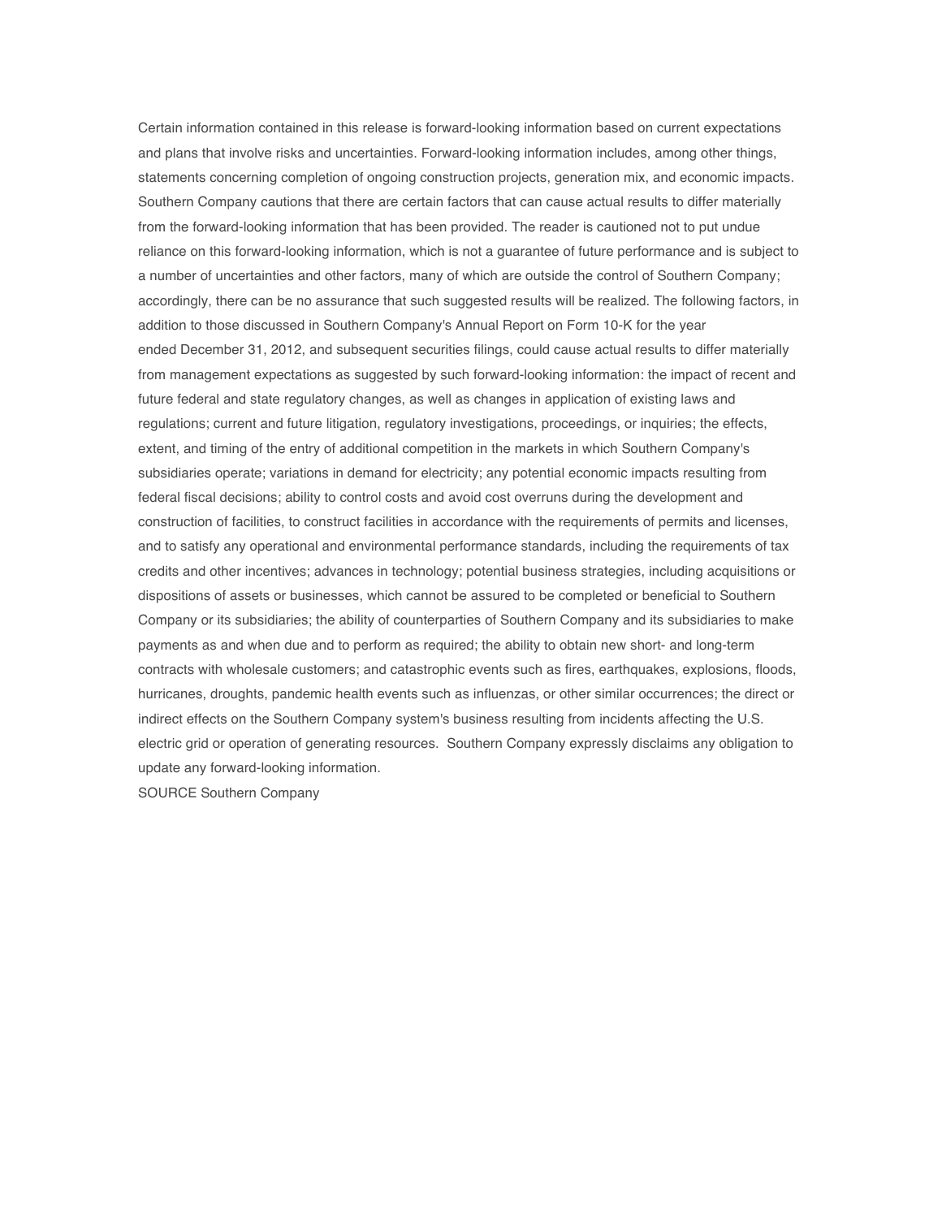Certain information contained in this release is forward-looking information based on current expectations and plans that involve risks and uncertainties. Forward-looking information includes, among other things, statements concerning completion of ongoing construction projects, generation mix, and economic impacts. Southern Company cautions that there are certain factors that can cause actual results to differ materially from the forward-looking information that has been provided. The reader is cautioned not to put undue reliance on this forward-looking information, which is not a guarantee of future performance and is subject to a number of uncertainties and other factors, many of which are outside the control of Southern Company; accordingly, there can be no assurance that such suggested results will be realized. The following factors, in addition to those discussed in Southern Company's Annual Report on Form 10-K for the year ended December 31, 2012, and subsequent securities filings, could cause actual results to differ materially from management expectations as suggested by such forward-looking information: the impact of recent and future federal and state regulatory changes, as well as changes in application of existing laws and regulations; current and future litigation, regulatory investigations, proceedings, or inquiries; the effects, extent, and timing of the entry of additional competition in the markets in which Southern Company's subsidiaries operate; variations in demand for electricity; any potential economic impacts resulting from federal fiscal decisions; ability to control costs and avoid cost overruns during the development and construction of facilities, to construct facilities in accordance with the requirements of permits and licenses, and to satisfy any operational and environmental performance standards, including the requirements of tax credits and other incentives; advances in technology; potential business strategies, including acquisitions or dispositions of assets or businesses, which cannot be assured to be completed or beneficial to Southern Company or its subsidiaries; the ability of counterparties of Southern Company and its subsidiaries to make payments as and when due and to perform as required; the ability to obtain new short- and long-term contracts with wholesale customers; and catastrophic events such as fires, earthquakes, explosions, floods, hurricanes, droughts, pandemic health events such as influenzas, or other similar occurrences; the direct or indirect effects on the Southern Company system's business resulting from incidents affecting the U.S. electric grid or operation of generating resources. Southern Company expressly disclaims any obligation to update any forward-looking information.

SOURCE Southern Company